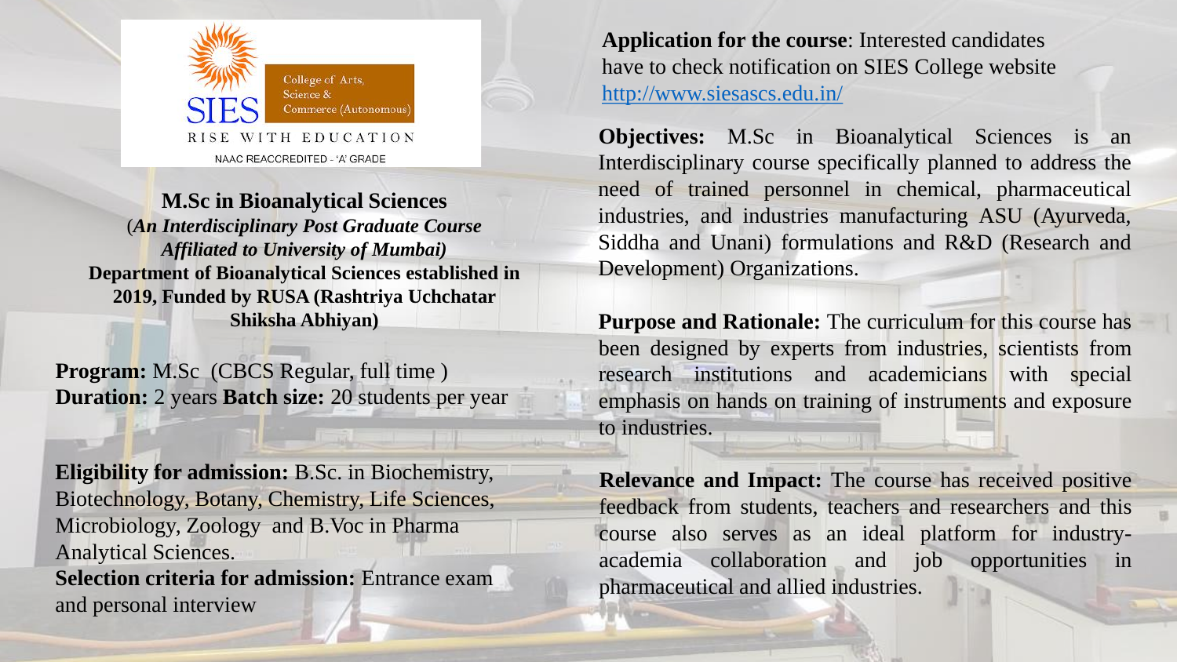SIES College of Arts, Science & Commerce (Autonomous)

RISE WITH EDUCATION

NAAC REACCREDITED - 'A' GRADE

**M.Sc in Bioanalytical Sciences**

(***An Interdisciplinary Post Graduate Course Affiliated to University of Mumbai)***

**Department of Bioanalytical Sciences established in 2019, Funded by RUSA (Rashtriya Uchchatar Shiksha Abhiyan)**

**Program:** M.Sc (CBCS Regular, full time )
**Duration:** 2 years **Batch size:** 20 students per year

**Eligibility for admission:** B.Sc. in Biochemistry, Biotechnology, Botany, Chemistry, Life Sciences, Microbiology, Zoology and B.Voc in Pharma Analytical Sciences.
**Selection criteria for admission:** Entrance exam and personal interview

**Application for the course**: Interested candidates have to check notification on SIES College website http://www.siesascs.edu.in/

**Objectives:** M.Sc in Bioanalytical Sciences is an Interdisciplinary course specifically planned to address the need of trained personnel in chemical, pharmaceutical industries, and industries manufacturing ASU (Ayurveda, Siddha and Unani) formulations and R&D (Research and Development) Organizations.

**Purpose and Rationale:** The curriculum for this course has been designed by experts from industries, scientists from research institutions and academicians with special emphasis on hands on training of instruments and exposure to industries.

**Relevance and Impact:** The course has received positive feedback from students, teachers and researchers and this course also serves as an ideal platform for industry-academia collaboration and job opportunities in pharmaceutical and allied industries.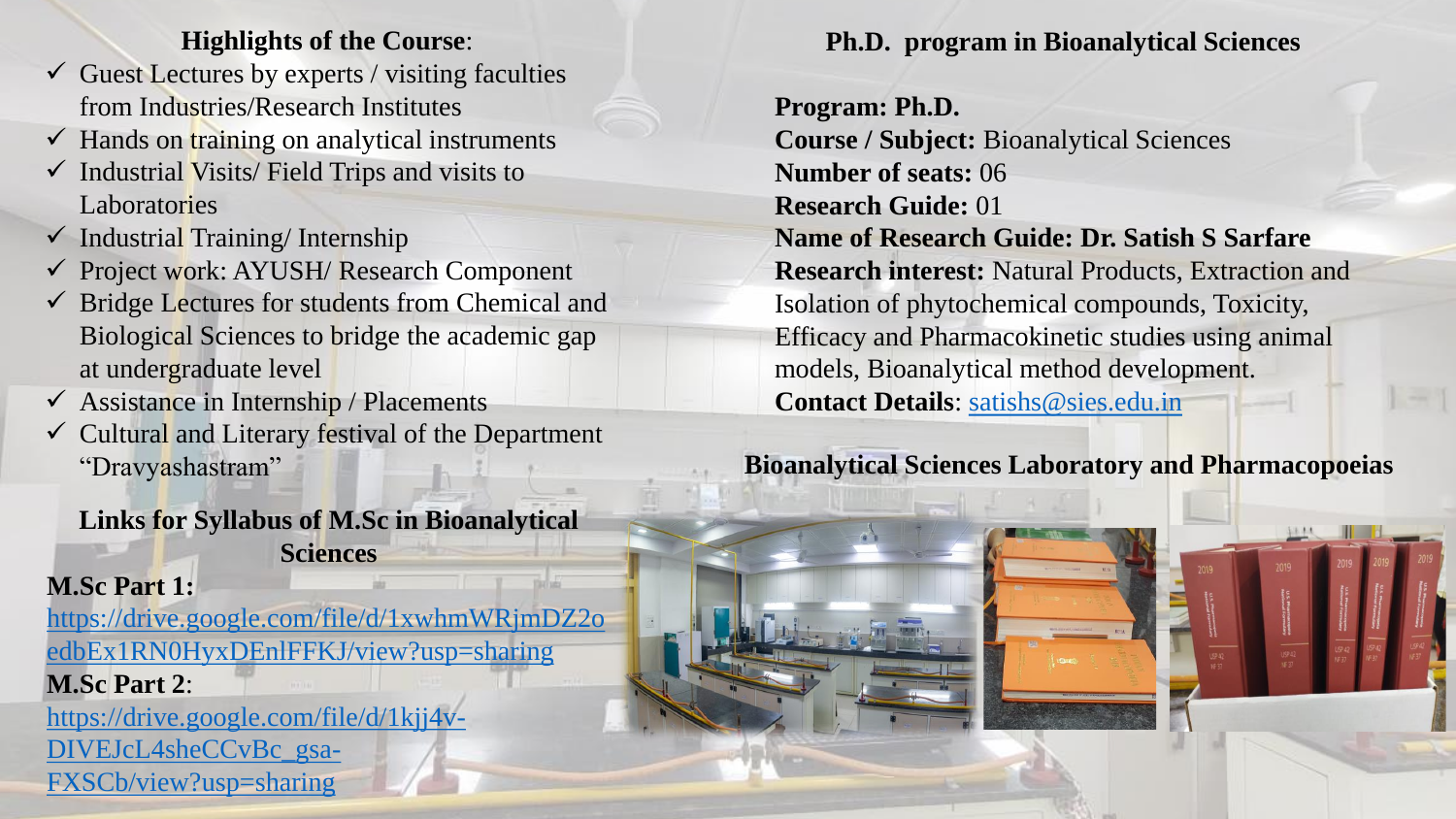**Highlights of the Course**:

- ✓ Guest Lectures by experts / visiting faculties from Industries/Research Institutes
- ✓ Hands on training on analytical instruments
- ✓ Industrial Visits/ Field Trips and visits to Laboratories
- ✓ Industrial Training/ Internship
- ✓ Project work: AYUSH/ Research Component
- ✓ Bridge Lectures for students from Chemical and Biological Sciences to bridge the academic gap at undergraduate level
- ✓ Assistance in Internship / Placements
- ✓ Cultural and Literary festival of the Department "Dravyashastram"

**Links for Syllabus of M.Sc in Bioanalytical Sciences**

**M.Sc Part 1:**
https://drive.google.com/file/d/1xwhmWRjmDZ2oedbEx1RN0HyxDEnlFFKJ/view?usp=sharing

**M.Sc Part 2**:
https://drive.google.com/file/d/1kjj4v-DIVEJcL4sheCCvBc_gsa-FXSCb/view?usp=sharing

**Ph.D. program in Bioanalytical Sciences**

**Program: Ph.D.**
**Course / Subject:** Bioanalytical Sciences
**Number of seats:** 06
**Research Guide:** 01
**Name of Research Guide: Dr. Satish S Sarfare**
**Research interest:** Natural Products, Extraction and Isolation of phytochemical compounds, Toxicity, Efficacy and Pharmacokinetic studies using animal models, Bioanalytical method development.
**Contact Details**: satishs@sies.edu.in

**Bioanalytical Sciences Laboratory and Pharmacopoeias**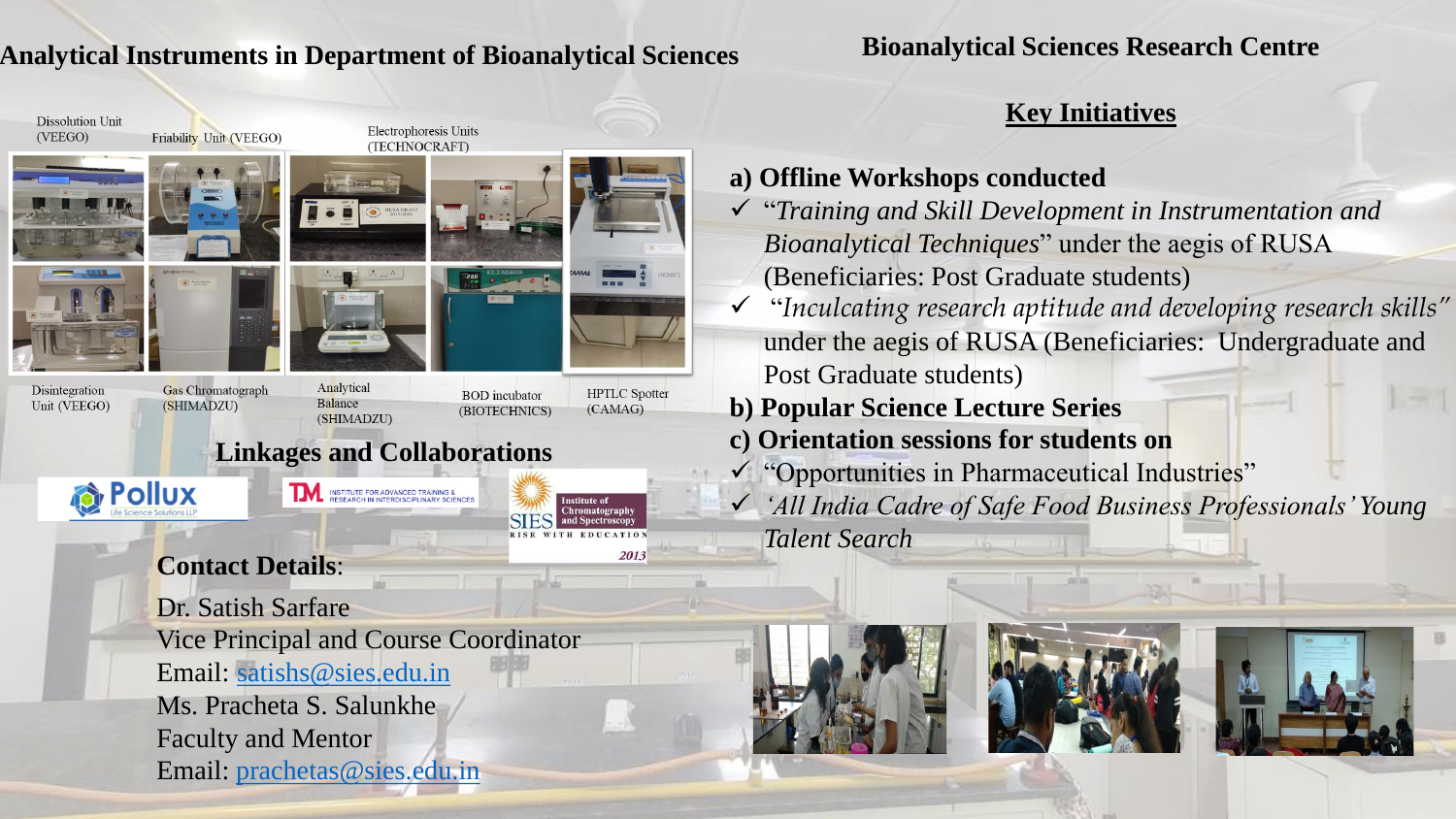## Analytical Instruments in Department of Bioanalytical Sciences

Dissolution Unit (VEEGO)

Friability Unit (VEEGO)

Electrophoresis Units (TECHNOCRAFT)

Disintegration Unit (VEEGO)

Gas Chromatograph (SHIMADZU)

Analytical Balance (SHIMADZU)

BOD incubator (BIOTECHNICS)

HPTLC Spotter (CAMAG)

## Linkages and Collaborations

Pollux Life Science Solutions LLP

TM Institute for Advanced Training & Research in Interdisciplinary Sciences

SIES Institute of Chromatography and Spectroscopy — Rise with Education — 2013

## Contact Details:

Dr. Satish Sarfare
Vice Principal and Course Coordinator
Email: satishs@sies.edu.in
Ms. Pracheta S. Salunkhe
Faculty and Mentor
Email: prachetas@sies.edu.in

## Bioanalytical Sciences Research Centre

### Key Initiatives

**a) Offline Workshops conducted**

- ✓ "*Training and Skill Development in Instrumentation and Bioanalytical Techniques*" under the aegis of RUSA (Beneficiaries: Post Graduate students)
- ✓ "*Inculcating research aptitude and developing research skills"* under the aegis of RUSA (Beneficiaries: Undergraduate and Post Graduate students)

**b) Popular Science Lecture Series**

**c) Orientation sessions for students on**

- ✓ "Opportunities in Pharmaceutical Industries"
- ✓ *'All India Cadre of Safe Food Business Professionals' Young Talent Search*